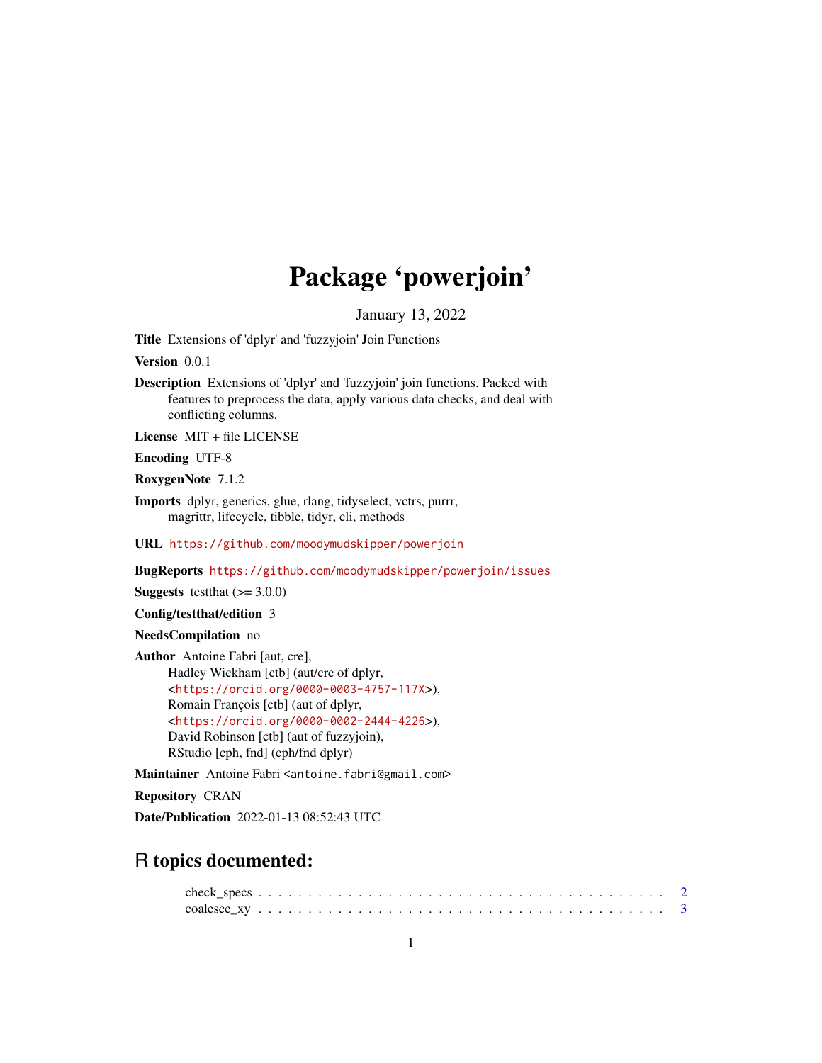# Package 'powerjoin'

January 13, 2022

**Title** Extensions of 'dplyr' and 'fuzzyjoin' Join Functions

**Version** 0.0.1

**Description** Extensions of 'dplyr' and 'fuzzyjoin' join functions. Packed with features to preprocess the data, apply various data checks, and deal with conflicting columns.

**License** MIT + file LICENSE

**Encoding** UTF-8

**RoxygenNote** 7.1.2

**Imports** dplyr, generics, glue, rlang, tidyselect, vctrs, purrr, magrittr, lifecycle, tibble, tidyr, cli, methods

**URL** https://github.com/moodymudskipper/powerjoin

**BugReports** https://github.com/moodymudskipper/powerjoin/issues

**Suggests** testthat (>= 3.0.0)

**Config/testthat/edition** 3

**NeedsCompilation** no

**Author** Antoine Fabri [aut, cre],
Hadley Wickham [ctb] (aut/cre of dplyr, <https://orcid.org/0000-0003-4757-117X>),
Romain François [ctb] (aut of dplyr, <https://orcid.org/0000-0002-2444-4226>),
David Robinson [ctb] (aut of fuzzyjoin),
RStudio [cph, fnd] (cph/fnd dplyr)

**Maintainer** Antoine Fabri <antoine.fabri@gmail.com>

**Repository** CRAN

**Date/Publication** 2022-01-13 08:52:43 UTC

## R topics documented:

check_specs . . . . . . . . . . . . . . . . . . . . . . . . . . . . . . . . . . . . . . . . 2
coalesce_xy . . . . . . . . . . . . . . . . . . . . . . . . . . . . . . . . . . . . . . . . 3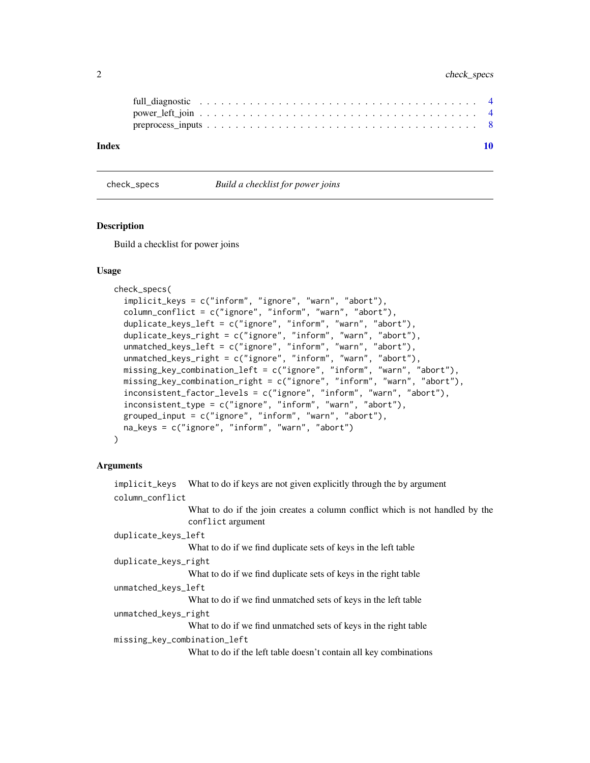full_diagnostic . . . . . . . . . . . . . . . . . . . . . . . . . . . . . . . . . . . . 4
power_left_join . . . . . . . . . . . . . . . . . . . . . . . . . . . . . . . . . . . . 4
preprocess_inputs . . . . . . . . . . . . . . . . . . . . . . . . . . . . . . . . . . . 8

**Index** **10**

---

check_specs *Build a checklist for power joins*

---

## Description

Build a checklist for power joins

## Usage

```
check_specs(
  implicit_keys = c("inform", "ignore", "warn", "abort"),
  column_conflict = c("ignore", "inform", "warn", "abort"),
  duplicate_keys_left = c("ignore", "inform", "warn", "abort"),
  duplicate_keys_right = c("ignore", "inform", "warn", "abort"),
  unmatched_keys_left = c("ignore", "inform", "warn", "abort"),
  unmatched_keys_right = c("ignore", "inform", "warn", "abort"),
  missing_key_combination_left = c("ignore", "inform", "warn", "abort"),
  missing_key_combination_right = c("ignore", "inform", "warn", "abort"),
  inconsistent_factor_levels = c("ignore", "inform", "warn", "abort"),
  inconsistent_type = c("ignore", "inform", "warn", "abort"),
  grouped_input = c("ignore", "inform", "warn", "abort"),
  na_keys = c("ignore", "inform", "warn", "abort")
)
```

## Arguments

`implicit_keys` What to do if keys are not given explicitly through the by argument

`column_conflict`
What to do if the join creates a column conflict which is not handled by the `conflict` argument

`duplicate_keys_left`
What to do if we find duplicate sets of keys in the left table

`duplicate_keys_right`
What to do if we find duplicate sets of keys in the right table

`unmatched_keys_left`
What to do if we find unmatched sets of keys in the left table

`unmatched_keys_right`
What to do if we find unmatched sets of keys in the right table

`missing_key_combination_left`
What to do if the left table doesn't contain all key combinations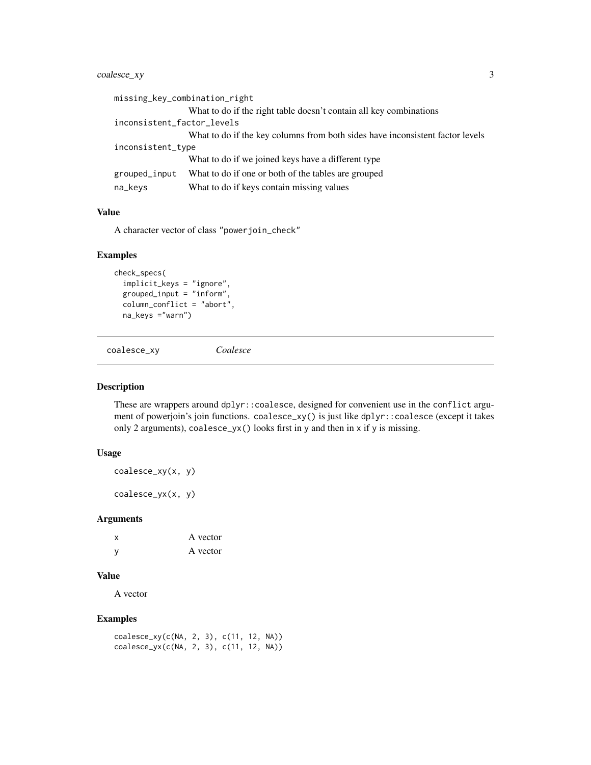| | |
|---|---|
| `missing_key_combination_right` | What to do if the right table doesn't contain all key combinations |
| `inconsistent_factor_levels` | What to do if the key columns from both sides have inconsistent factor levels |
| `inconsistent_type` | What to do if we joined keys have a different type |
| `grouped_input` | What to do if one or both of the tables are grouped |
| `na_keys` | What to do if keys contain missing values |

### Value

A character vector of class "powerjoin_check"

### Examples

```
check_specs(
  implicit_keys = "ignore",
  grouped_input = "inform",
  column_conflict = "abort",
  na_keys ="warn")
```

---

## coalesce_xy *Coalesce*

---

### Description

These are wrappers around `dplyr::coalesce`, designed for convenient use in the `conflict` argument of powerjoin's join functions. `coalesce_xy()` is just like `dplyr::coalesce` (except it takes only 2 arguments), `coalesce_yx()` looks first in `y` and then in `x` if `y` is missing.

### Usage

```
coalesce_xy(x, y)

coalesce_yx(x, y)
```

### Arguments

| | |
|---|---|
| `x` | A vector |
| `y` | A vector |

### Value

A vector

### Examples

```
coalesce_xy(c(NA, 2, 3), c(11, 12, NA))
coalesce_yx(c(NA, 2, 3), c(11, 12, NA))
```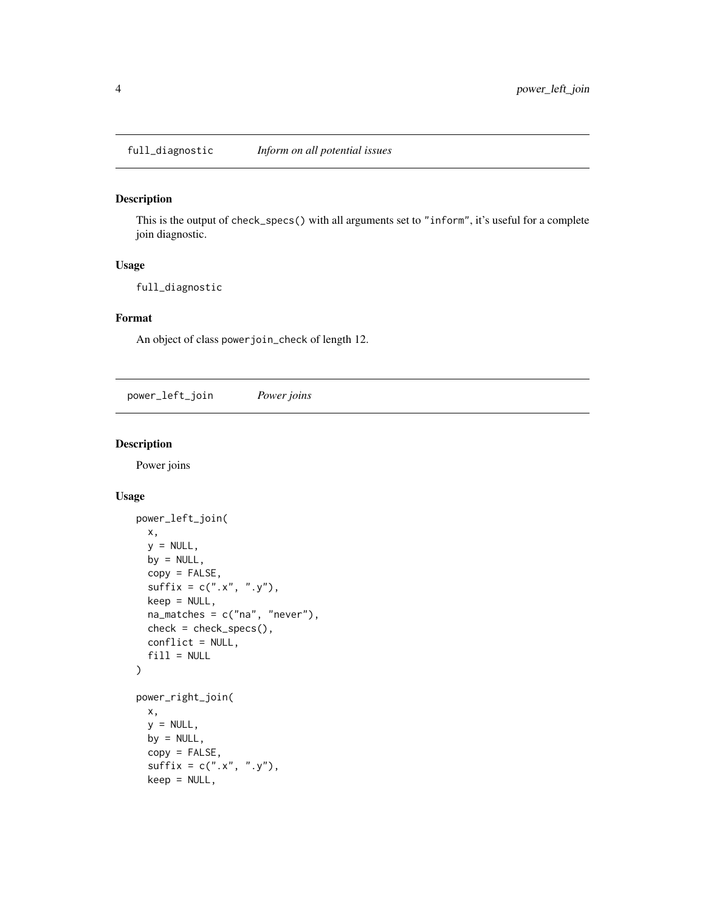## full_diagnostic *Inform on all potential issues*

### Description

This is the output of `check_specs()` with all arguments set to `"inform"`, it's useful for a complete join diagnostic.

### Usage

```
full_diagnostic
```

### Format

An object of class `powerjoin_check` of length 12.

## power_left_join *Power joins*

### Description

Power joins

### Usage

```
power_left_join(
  x,
  y = NULL,
  by = NULL,
  copy = FALSE,
  suffix = c(".x", ".y"),
  keep = NULL,
  na_matches = c("na", "never"),
  check = check_specs(),
  conflict = NULL,
  fill = NULL
)

power_right_join(
  x,
  y = NULL,
  by = NULL,
  copy = FALSE,
  suffix = c(".x", ".y"),
  keep = NULL,
```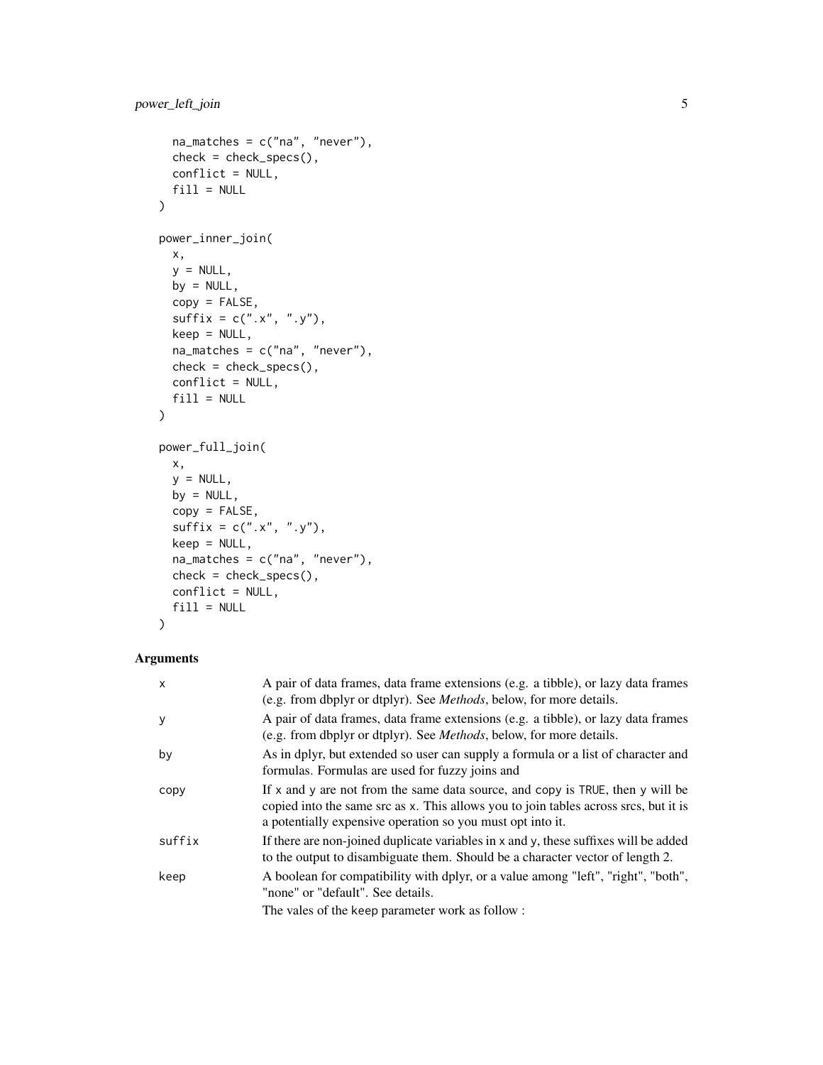```
  na_matches = c("na", "never"),
  check = check_specs(),
  conflict = NULL,
  fill = NULL
)

power_inner_join(
  x,
  y = NULL,
  by = NULL,
  copy = FALSE,
  suffix = c(".x", ".y"),
  keep = NULL,
  na_matches = c("na", "never"),
  check = check_specs(),
  conflict = NULL,
  fill = NULL
)

power_full_join(
  x,
  y = NULL,
  by = NULL,
  copy = FALSE,
  suffix = c(".x", ".y"),
  keep = NULL,
  na_matches = c("na", "never"),
  check = check_specs(),
  conflict = NULL,
  fill = NULL
)
```

## Arguments

| | |
|---|---|
| x | A pair of data frames, data frame extensions (e.g. a tibble), or lazy data frames (e.g. from dbplyr or dtplyr). See *Methods*, below, for more details. |
| y | A pair of data frames, data frame extensions (e.g. a tibble), or lazy data frames (e.g. from dbplyr or dtplyr). See *Methods*, below, for more details. |
| by | As in dplyr, but extended so user can supply a formula or a list of character and formulas. Formulas are used for fuzzy joins and |
| copy | If x and y are not from the same data source, and copy is TRUE, then y will be copied into the same src as x. This allows you to join tables across srcs, but it is a potentially expensive operation so you must opt into it. |
| suffix | If there are non-joined duplicate variables in x and y, these suffixes will be added to the output to disambiguate them. Should be a character vector of length 2. |
| keep | A boolean for compatibility with dplyr, or a value among "left", "right", "both", "none" or "default". See details.<br>The vales of the keep parameter work as follow : |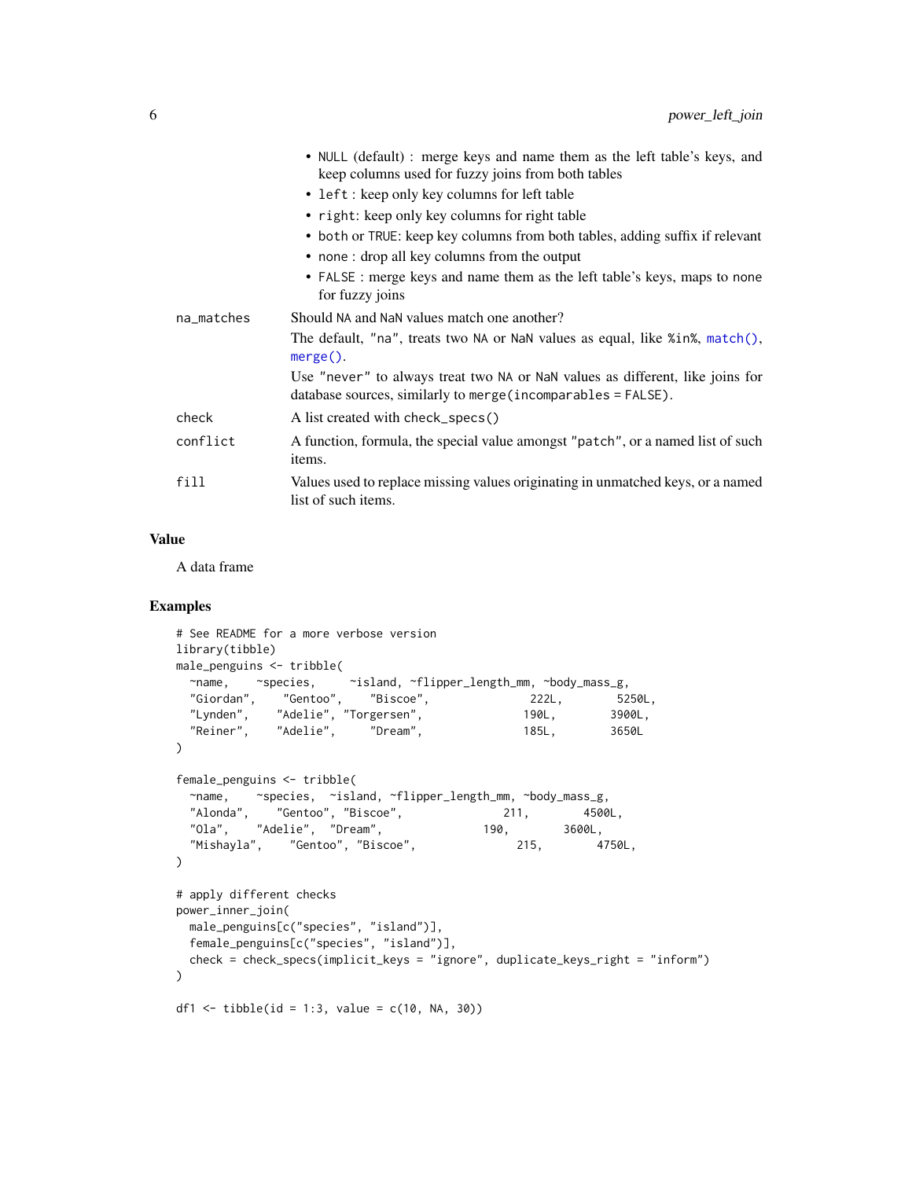- NULL (default) : merge keys and name them as the left table's keys, and keep columns used for fuzzy joins from both tables
- left : keep only key columns for left table
- right: keep only key columns for right table
- both or TRUE: keep key columns from both tables, adding suffix if relevant
- none : drop all key columns from the output
- FALSE : merge keys and name them as the left table's keys, maps to none for fuzzy joins

| | |
|---|---|
| na_matches | Should NA and NaN values match one another?<br>The default, "na", treats two NA or NaN values as equal, like %in%, match(), merge().<br>Use "never" to always treat two NA or NaN values as different, like joins for database sources, similarly to merge(incomparables = FALSE). |
| check | A list created with check_specs() |
| conflict | A function, formula, the special value amongst "patch", or a named list of such items. |
| fill | Values used to replace missing values originating in unmatched keys, or a named list of such items. |

## Value

A data frame

## Examples

```
# See README for a more verbose version
library(tibble)
male_penguins <- tribble(
  ~name,    ~species,     ~island, ~flipper_length_mm, ~body_mass_g,
  "Giordan",    "Gentoo",    "Biscoe",              222L,        5250L,
  "Lynden",    "Adelie", "Torgersen",              190L,        3900L,
  "Reiner",    "Adelie",     "Dream",              185L,        3650L
)

female_penguins <- tribble(
  ~name,    ~species,  ~island, ~flipper_length_mm, ~body_mass_g,
  "Alonda",    "Gentoo", "Biscoe",              211,        4500L,
  "Ola",    "Adelie",  "Dream",              190,        3600L,
  "Mishayla",    "Gentoo", "Biscoe",              215,        4750L,
)

# apply different checks
power_inner_join(
  male_penguins[c("species", "island")],
  female_penguins[c("species", "island")],
  check = check_specs(implicit_keys = "ignore", duplicate_keys_right = "inform")
)

df1 <- tibble(id = 1:3, value = c(10, NA, 30))
```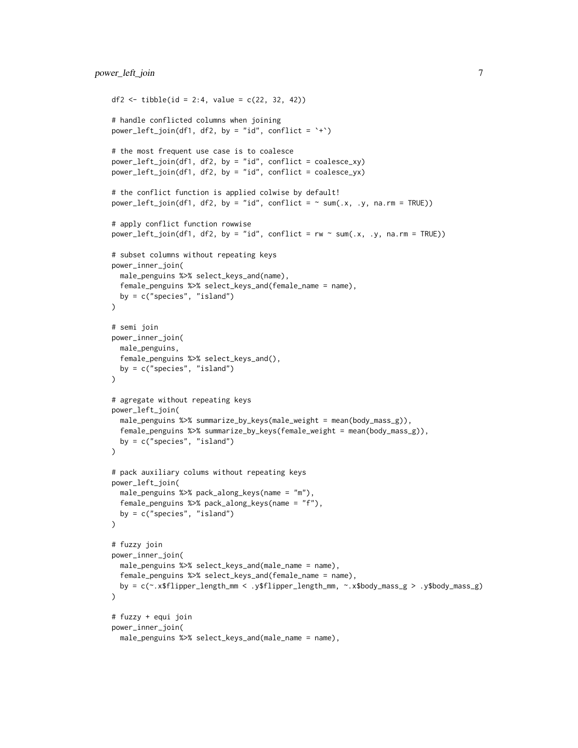```
df2 <- tibble(id = 2:4, value = c(22, 32, 42))

# handle conflicted columns when joining
power_left_join(df1, df2, by = "id", conflict = `+`)

# the most frequent use case is to coalesce
power_left_join(df1, df2, by = "id", conflict = coalesce_xy)
power_left_join(df1, df2, by = "id", conflict = coalesce_yx)

# the conflict function is applied colwise by default!
power_left_join(df1, df2, by = "id", conflict = ~ sum(.x, .y, na.rm = TRUE))

# apply conflict function rowwise
power_left_join(df1, df2, by = "id", conflict = rw ~ sum(.x, .y, na.rm = TRUE))

# subset columns without repeating keys
power_inner_join(
  male_penguins %>% select_keys_and(name),
  female_penguins %>% select_keys_and(female_name = name),
  by = c("species", "island")
)

# semi join
power_inner_join(
  male_penguins,
  female_penguins %>% select_keys_and(),
  by = c("species", "island")
)

# agregate without repeating keys
power_left_join(
  male_penguins %>% summarize_by_keys(male_weight = mean(body_mass_g)),
  female_penguins %>% summarize_by_keys(female_weight = mean(body_mass_g)),
  by = c("species", "island")
)

# pack auxiliary colums without repeating keys
power_left_join(
  male_penguins %>% pack_along_keys(name = "m"),
  female_penguins %>% pack_along_keys(name = "f"),
  by = c("species", "island")
)

# fuzzy join
power_inner_join(
  male_penguins %>% select_keys_and(male_name = name),
  female_penguins %>% select_keys_and(female_name = name),
  by = c(~.x$flipper_length_mm < .y$flipper_length_mm, ~.x$body_mass_g > .y$body_mass_g)
)

# fuzzy + equi join
power_inner_join(
  male_penguins %>% select_keys_and(male_name = name),
```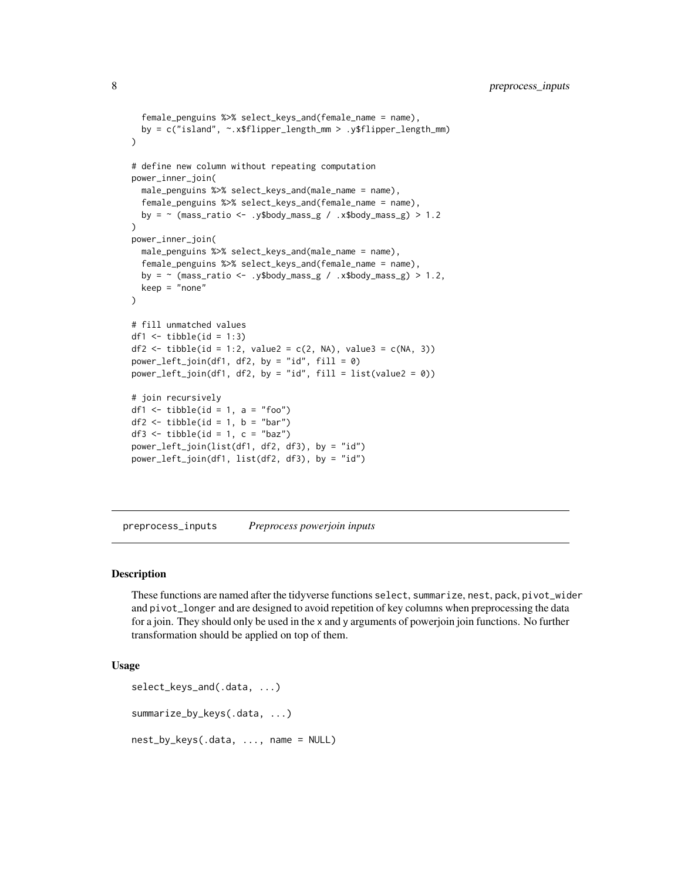```
  female_penguins %>% select_keys_and(female_name = name),
  by = c("island", ~.x$flipper_length_mm > .y$flipper_length_mm)
)

# define new column without repeating computation
power_inner_join(
  male_penguins %>% select_keys_and(male_name = name),
  female_penguins %>% select_keys_and(female_name = name),
  by = ~ (mass_ratio <- .y$body_mass_g / .x$body_mass_g) > 1.2
)
power_inner_join(
  male_penguins %>% select_keys_and(male_name = name),
  female_penguins %>% select_keys_and(female_name = name),
  by = ~ (mass_ratio <- .y$body_mass_g / .x$body_mass_g) > 1.2,
  keep = "none"
)

# fill unmatched values
df1 <- tibble(id = 1:3)
df2 <- tibble(id = 1:2, value2 = c(2, NA), value3 = c(NA, 3))
power_left_join(df1, df2, by = "id", fill = 0)
power_left_join(df1, df2, by = "id", fill = list(value2 = 0))

# join recursively
df1 <- tibble(id = 1, a = "foo")
df2 <- tibble(id = 1, b = "bar")
df3 <- tibble(id = 1, c = "baz")
power_left_join(list(df1, df2, df3), by = "id")
power_left_join(df1, list(df2, df3), by = "id")
```

---

## preprocess_inputs    *Preprocess powerjoin inputs*

---

### Description

These functions are named after the tidyverse functions `select`, `summarize`, `nest`, `pack`, `pivot_wider` and `pivot_longer` and are designed to avoid repetition of key columns when preprocessing the data for a join. They should only be used in the `x` and `y` arguments of powerjoin join functions. No further transformation should be applied on top of them.

### Usage

```
select_keys_and(.data, ...)

summarize_by_keys(.data, ...)

nest_by_keys(.data, ..., name = NULL)
```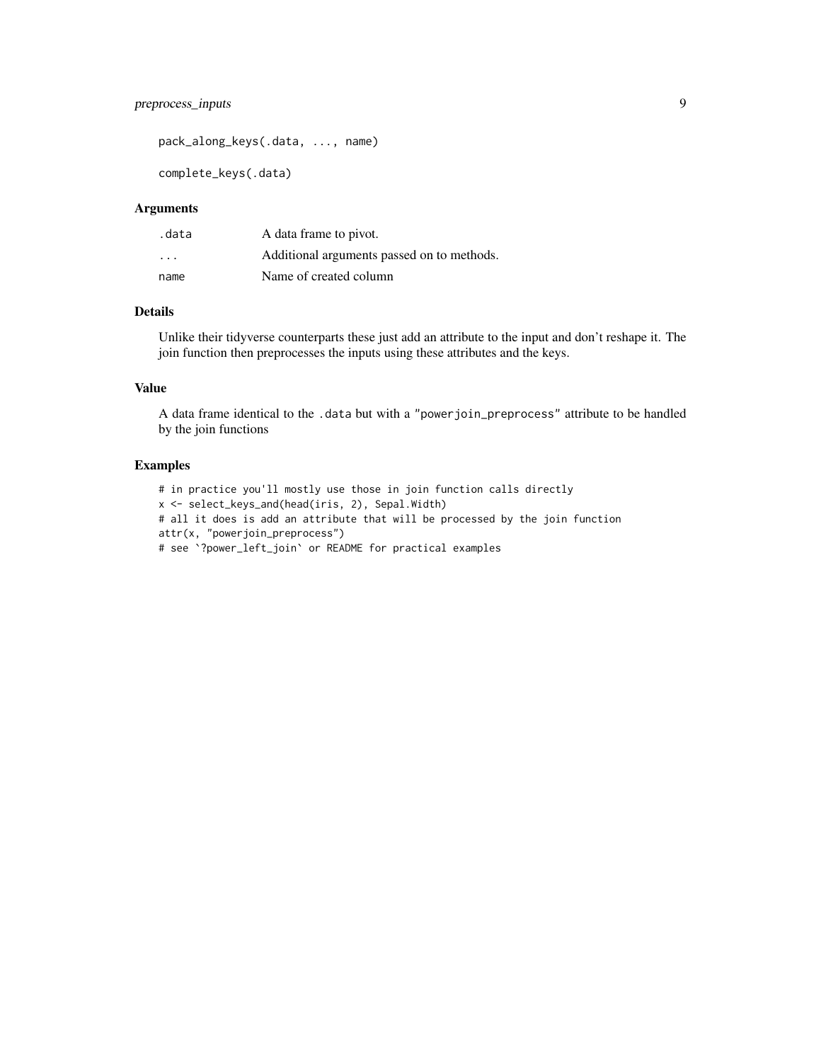```
pack_along_keys(.data, ..., name)

complete_keys(.data)
```

### Arguments

| | |
|---|---|
| `.data` | A data frame to pivot. |
| `...` | Additional arguments passed on to methods. |
| `name` | Name of created column |

### Details

Unlike their tidyverse counterparts these just add an attribute to the input and don't reshape it. The join function then preprocesses the inputs using these attributes and the keys.

### Value

A data frame identical to the `.data` but with a `"powerjoin_preprocess"` attribute to be handled by the join functions

### Examples

```
# in practice you'll mostly use those in join function calls directly
x <- select_keys_and(head(iris, 2), Sepal.Width)
# all it does is add an attribute that will be processed by the join function
attr(x, "powerjoin_preprocess")
# see `?power_left_join` or README for practical examples
```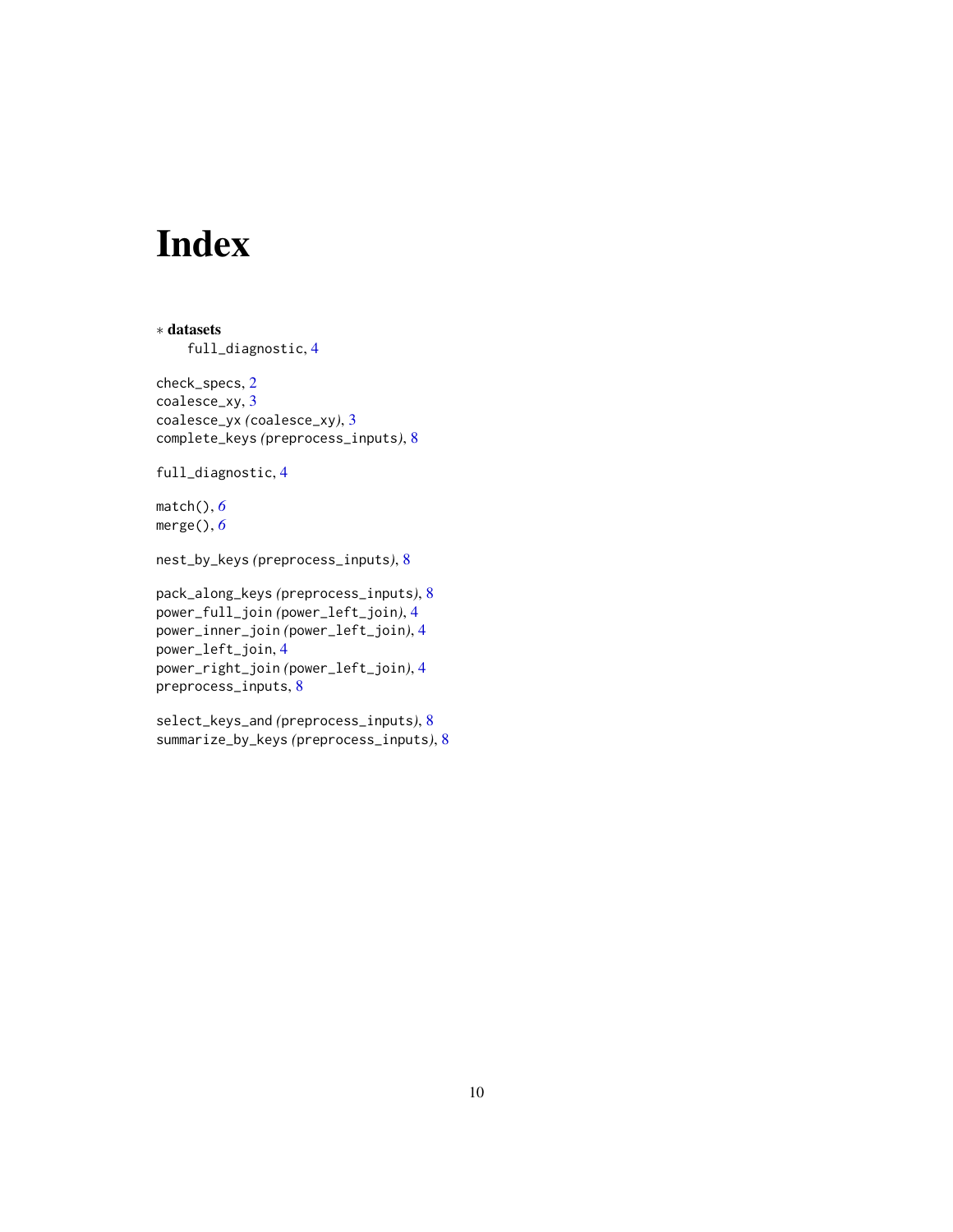# Index

∗ **datasets**
    full_diagnostic, 4

check_specs, 2
coalesce_xy, 3
coalesce_yx *(*coalesce_xy*)*, 3
complete_keys *(*preprocess_inputs*)*, 8

full_diagnostic, 4

match(), *6*
merge(), *6*

nest_by_keys *(*preprocess_inputs*)*, 8

pack_along_keys *(*preprocess_inputs*)*, 8
power_full_join *(*power_left_join*)*, 4
power_inner_join *(*power_left_join*)*, 4
power_left_join, 4
power_right_join *(*power_left_join*)*, 4
preprocess_inputs, 8

select_keys_and *(*preprocess_inputs*)*, 8
summarize_by_keys *(*preprocess_inputs*)*, 8